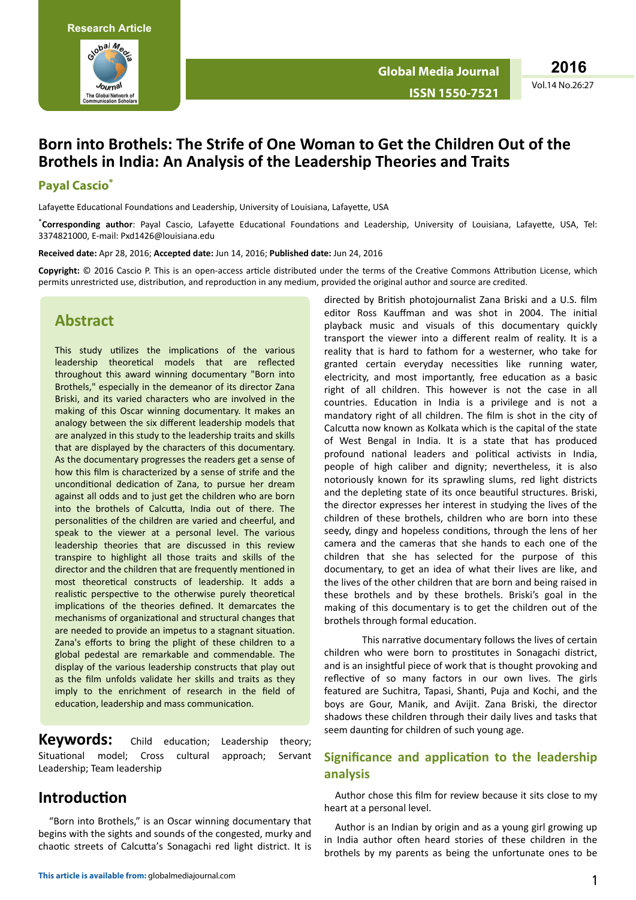Research Article

# Born into Brothels: The Strife of One Woman to Get the Children Out of the Brothels in India: An Analysis of the Leadership Theories and Traits

**Payal Cascio***

Lafayette Educational Foundations and Leadership, University of Louisiana, Lafayette, USA

***Corresponding author**: Payal Cascio, Lafayette Educational Foundations and Leadership, University of Louisiana, Lafayette, USA, Tel: 3374821000, E-mail: Pxd1426@louisiana.edu

**Received date:** Apr 28, 2016; **Accepted date:** Jun 14, 2016; **Published date:** Jun 24, 2016

**Copyright:** © 2016 Cascio P. This is an open-access article distributed under the terms of the Creative Commons Attribution License, which permits unrestricted use, distribution, and reproduction in any medium, provided the original author and source are credited.

## Abstract

This study utilizes the implications of the various leadership theoretical models that are reflected throughout this award winning documentary "Born into Brothels," especially in the demeanor of its director Zana Briski, and its varied characters who are involved in the making of this Oscar winning documentary. It makes an analogy between the six different leadership models that are analyzed in this study to the leadership traits and skills that are displayed by the characters of this documentary. As the documentary progresses the readers get a sense of how this film is characterized by a sense of strife and the unconditional dedication of Zana, to pursue her dream against all odds and to just get the children who are born into the brothels of Calcutta, India out of there. The personalities of the children are varied and cheerful, and speak to the viewer at a personal level. The various leadership theories that are discussed in this review transpire to highlight all those traits and skills of the director and the children that are frequently mentioned in most theoretical constructs of leadership. It adds a realistic perspective to the otherwise purely theoretical implications of the theories defined. It demarcates the mechanisms of organizational and structural changes that are needed to provide an impetus to a stagnant situation. Zana's efforts to bring the plight of these children to a global pedestal are remarkable and commendable. The display of the various leadership constructs that play out as the film unfolds validate her skills and traits as they imply to the enrichment of research in the field of education, leadership and mass communication.

**Keywords:** Child education; Leadership theory; Situational model; Cross cultural approach; Servant Leadership; Team leadership

## Introduction

"Born into Brothels," is an Oscar winning documentary that begins with the sights and sounds of the congested, murky and chaotic streets of Calcutta's Sonagachi red light district. It is directed by British photojournalist Zana Briski and a U.S. film editor Ross Kauffman and was shot in 2004. The initial playback music and visuals of this documentary quickly transport the viewer into a different realm of reality. It is a reality that is hard to fathom for a westerner, who take for granted certain everyday necessities like running water, electricity, and most importantly, free education as a basic right of all children. This however is not the case in all countries. Education in India is a privilege and is not a mandatory right of all children. The film is shot in the city of Calcutta now known as Kolkata which is the capital of the state of West Bengal in India. It is a state that has produced profound national leaders and political activists in India, people of high caliber and dignity; nevertheless, it is also notoriously known for its sprawling slums, red light districts and the depleting state of its once beautiful structures. Briski, the director expresses her interest in studying the lives of the children of these brothels, children who are born into these seedy, dingy and hopeless conditions, through the lens of her camera and the cameras that she hands to each one of the children that she has selected for the purpose of this documentary, to get an idea of what their lives are like, and the lives of the other children that are born and being raised in these brothels and by these brothels. Briski's goal in the making of this documentary is to get the children out of the brothels through formal education.

This narrative documentary follows the lives of certain children who were born to prostitutes in Sonagachi district, and is an insightful piece of work that is thought provoking and reflective of so many factors in our own lives. The girls featured are Suchitra, Tapasi, Shanti, Puja and Kochi, and the boys are Gour, Manik, and Avijit. Zana Briski, the director shadows these children through their daily lives and tasks that seem daunting for children of such young age.

## Significance and application to the leadership analysis

Author chose this film for review because it sits close to my heart at a personal level.

Author is an Indian by origin and as a young girl growing up in India author often heard stories of these children in the brothels by my parents as being the unfortunate ones to be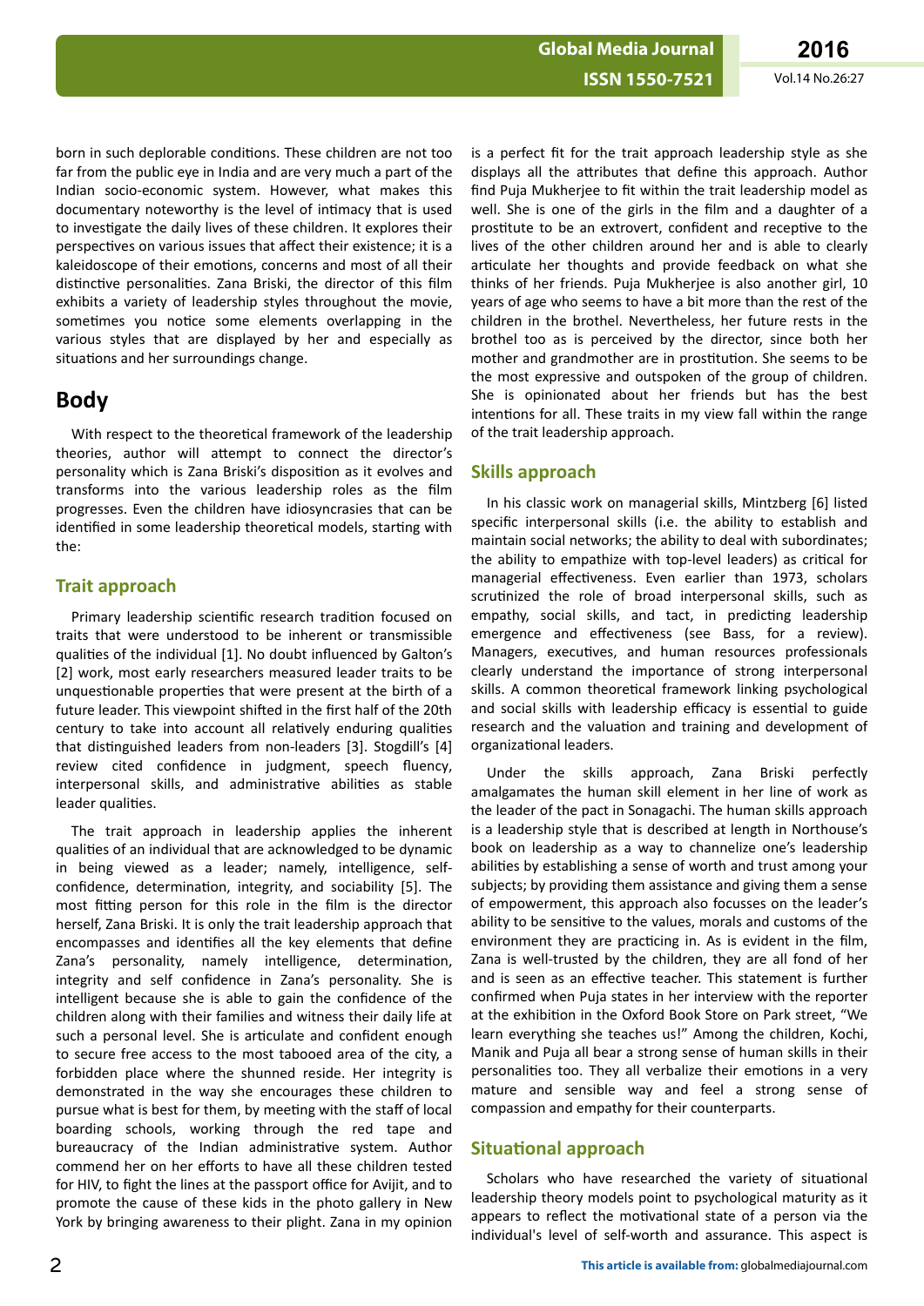born in such deplorable conditions. These children are not too far from the public eye in India and are very much a part of the Indian socio-economic system. However, what makes this documentary noteworthy is the level of intimacy that is used to investigate the daily lives of these children. It explores their perspectives on various issues that affect their existence; it is a kaleidoscope of their emotions, concerns and most of all their distinctive personalities. Zana Briski, the director of this film exhibits a variety of leadership styles throughout the movie, sometimes you notice some elements overlapping in the various styles that are displayed by her and especially as situations and her surroundings change.

# Body

With respect to the theoretical framework of the leadership theories, author will attempt to connect the director's personality which is Zana Briski's disposition as it evolves and transforms into the various leadership roles as the film progresses. Even the children have idiosyncrasies that can be identified in some leadership theoretical models, starting with the:

## Trait approach

Primary leadership scientific research tradition focused on traits that were understood to be inherent or transmissible qualities of the individual [1]. No doubt influenced by Galton's [2] work, most early researchers measured leader traits to be unquestionable properties that were present at the birth of a future leader. This viewpoint shifted in the first half of the 20th century to take into account all relatively enduring qualities that distinguished leaders from non-leaders [3]. Stogdill's [4] review cited confidence in judgment, speech fluency, interpersonal skills, and administrative abilities as stable leader qualities.

The trait approach in leadership applies the inherent qualities of an individual that are acknowledged to be dynamic in being viewed as a leader; namely, intelligence, self-confidence, determination, integrity, and sociability [5]. The most fitting person for this role in the film is the director herself, Zana Briski. It is only the trait leadership approach that encompasses and identifies all the key elements that define Zana's personality, namely intelligence, determination, integrity and self confidence in Zana's personality. She is intelligent because she is able to gain the confidence of the children along with their families and witness their daily life at such a personal level. She is articulate and confident enough to secure free access to the most tabooed area of the city, a forbidden place where the shunned reside. Her integrity is demonstrated in the way she encourages these children to pursue what is best for them, by meeting with the staff of local boarding schools, working through the red tape and bureaucracy of the Indian administrative system. Author commend her on her efforts to have all these children tested for HIV, to fight the lines at the passport office for Avijit, and to promote the cause of these kids in the photo gallery in New York by bringing awareness to their plight. Zana in my opinion is a perfect fit for the trait approach leadership style as she displays all the attributes that define this approach. Author find Puja Mukherjee to fit within the trait leadership model as well. She is one of the girls in the film and a daughter of a prostitute to be an extrovert, confident and receptive to the lives of the other children around her and is able to clearly articulate her thoughts and provide feedback on what she thinks of her friends. Puja Mukherjee is also another girl, 10 years of age who seems to have a bit more than the rest of the children in the brothel. Nevertheless, her future rests in the brothel too as is perceived by the director, since both her mother and grandmother are in prostitution. She seems to be the most expressive and outspoken of the group of children. She is opinionated about her friends but has the best intentions for all. These traits in my view fall within the range of the trait leadership approach.

## Skills approach

In his classic work on managerial skills, Mintzberg [6] listed specific interpersonal skills (i.e. the ability to establish and maintain social networks; the ability to deal with subordinates; the ability to empathize with top-level leaders) as critical for managerial effectiveness. Even earlier than 1973, scholars scrutinized the role of broad interpersonal skills, such as empathy, social skills, and tact, in predicting leadership emergence and effectiveness (see Bass, for a review). Managers, executives, and human resources professionals clearly understand the importance of strong interpersonal skills. A common theoretical framework linking psychological and social skills with leadership efficacy is essential to guide research and the valuation and training and development of organizational leaders.

Under the skills approach, Zana Briski perfectly amalgamates the human skill element in her line of work as the leader of the pact in Sonagachi. The human skills approach is a leadership style that is described at length in Northouse's book on leadership as a way to channelize one's leadership abilities by establishing a sense of worth and trust among your subjects; by providing them assistance and giving them a sense of empowerment, this approach also focusses on the leader's ability to be sensitive to the values, morals and customs of the environment they are practicing in. As is evident in the film, Zana is well-trusted by the children, they are all fond of her and is seen as an effective teacher. This statement is further confirmed when Puja states in her interview with the reporter at the exhibition in the Oxford Book Store on Park street, "We learn everything she teaches us!" Among the children, Kochi, Manik and Puja all bear a strong sense of human skills in their personalities too. They all verbalize their emotions in a very mature and sensible way and feel a strong sense of compassion and empathy for their counterparts.

## Situational approach

Scholars who have researched the variety of situational leadership theory models point to psychological maturity as it appears to reflect the motivational state of a person via the individual's level of self-worth and assurance. This aspect is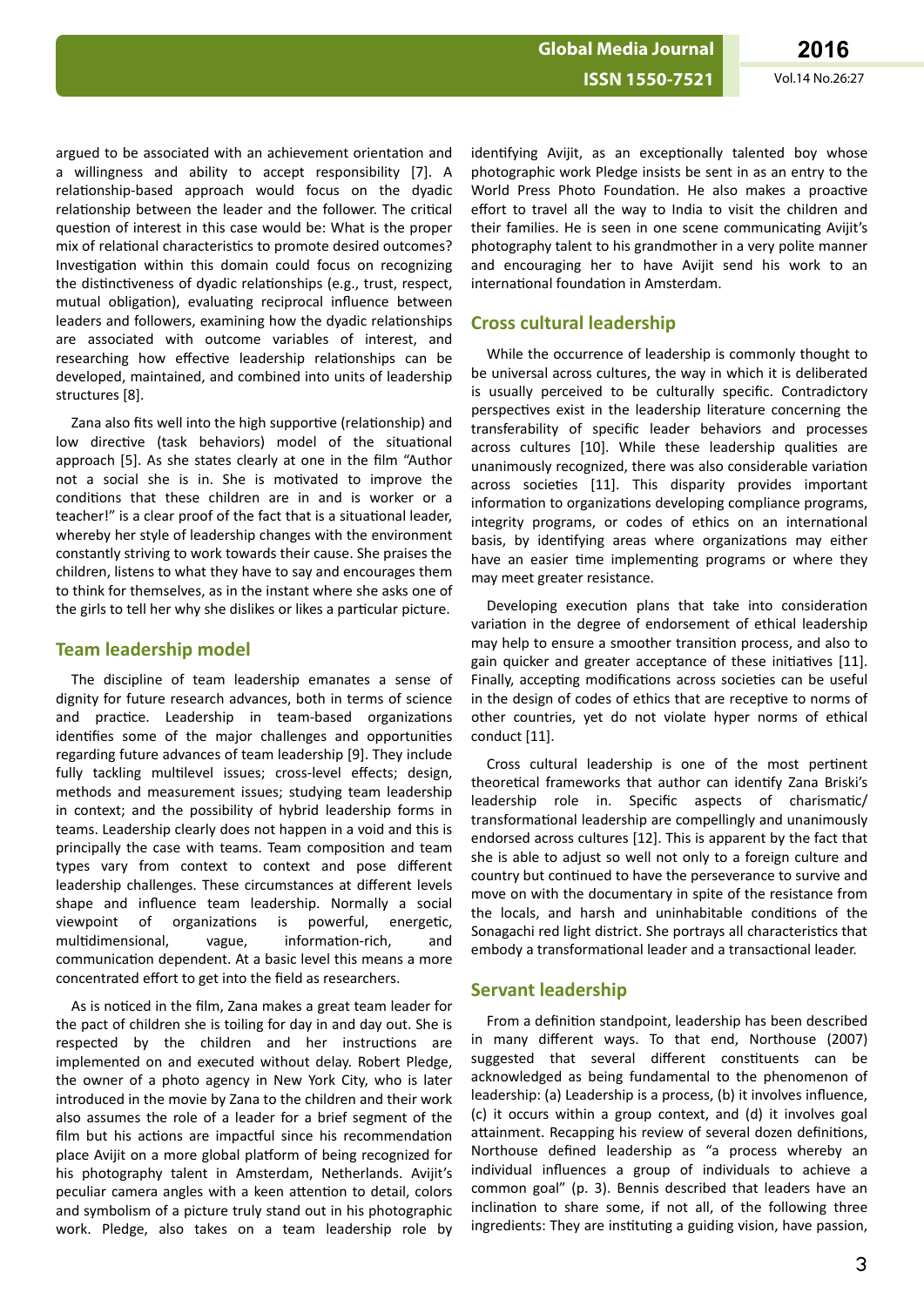argued to be associated with an achievement orientation and a willingness and ability to accept responsibility [7]. A relationship-based approach would focus on the dyadic relationship between the leader and the follower. The critical question of interest in this case would be: What is the proper mix of relational characteristics to promote desired outcomes? Investigation within this domain could focus on recognizing the distinctiveness of dyadic relationships (e.g., trust, respect, mutual obligation), evaluating reciprocal influence between leaders and followers, examining how the dyadic relationships are associated with outcome variables of interest, and researching how effective leadership relationships can be developed, maintained, and combined into units of leadership structures [8].

Zana also fits well into the high supportive (relationship) and low directive (task behaviors) model of the situational approach [5]. As she states clearly at one in the film "Author not a social she is in. She is motivated to improve the conditions that these children are in and is worker or a teacher!" is a clear proof of the fact that is a situational leader, whereby her style of leadership changes with the environment constantly striving to work towards their cause. She praises the children, listens to what they have to say and encourages them to think for themselves, as in the instant where she asks one of the girls to tell her why she dislikes or likes a particular picture.

## Team leadership model

The discipline of team leadership emanates a sense of dignity for future research advances, both in terms of science and practice. Leadership in team-based organizations identifies some of the major challenges and opportunities regarding future advances of team leadership [9]. They include fully tackling multilevel issues; cross-level effects; design, methods and measurement issues; studying team leadership in context; and the possibility of hybrid leadership forms in teams. Leadership clearly does not happen in a void and this is principally the case with teams. Team composition and team types vary from context to context and pose different leadership challenges. These circumstances at different levels shape and influence team leadership. Normally a social viewpoint of organizations is powerful, energetic, multidimensional, vague, information-rich, and communication dependent. At a basic level this means a more concentrated effort to get into the field as researchers.

As is noticed in the film, Zana makes a great team leader for the pact of children she is toiling for day in and day out. She is respected by the children and her instructions are implemented on and executed without delay. Robert Pledge, the owner of a photo agency in New York City, who is later introduced in the movie by Zana to the children and their work also assumes the role of a leader for a brief segment of the film but his actions are impactful since his recommendation place Avijit on a more global platform of being recognized for his photography talent in Amsterdam, Netherlands. Avijit's peculiar camera angles with a keen attention to detail, colors and symbolism of a picture truly stand out in his photographic work. Pledge, also takes on a team leadership role by identifying Avijit, as an exceptionally talented boy whose photographic work Pledge insists be sent in as an entry to the World Press Photo Foundation. He also makes a proactive effort to travel all the way to India to visit the children and their families. He is seen in one scene communicating Avijit's photography talent to his grandmother in a very polite manner and encouraging her to have Avijit send his work to an international foundation in Amsterdam.

## Cross cultural leadership

While the occurrence of leadership is commonly thought to be universal across cultures, the way in which it is deliberated is usually perceived to be culturally specific. Contradictory perspectives exist in the leadership literature concerning the transferability of specific leader behaviors and processes across cultures [10]. While these leadership qualities are unanimously recognized, there was also considerable variation across societies [11]. This disparity provides important information to organizations developing compliance programs, integrity programs, or codes of ethics on an international basis, by identifying areas where organizations may either have an easier time implementing programs or where they may meet greater resistance.

Developing execution plans that take into consideration variation in the degree of endorsement of ethical leadership may help to ensure a smoother transition process, and also to gain quicker and greater acceptance of these initiatives [11]. Finally, accepting modifications across societies can be useful in the design of codes of ethics that are receptive to norms of other countries, yet do not violate hyper norms of ethical conduct [11].

Cross cultural leadership is one of the most pertinent theoretical frameworks that author can identify Zana Briski's leadership role in. Specific aspects of charismatic/transformational leadership are compellingly and unanimously endorsed across cultures [12]. This is apparent by the fact that she is able to adjust so well not only to a foreign culture and country but continued to have the perseverance to survive and move on with the documentary in spite of the resistance from the locals, and harsh and uninhabitable conditions of the Sonagachi red light district. She portrays all characteristics that embody a transformational leader and a transactional leader.

## Servant leadership

From a definition standpoint, leadership has been described in many different ways. To that end, Northouse (2007) suggested that several different constituents can be acknowledged as being fundamental to the phenomenon of leadership: (a) Leadership is a process, (b) it involves influence, (c) it occurs within a group context, and (d) it involves goal attainment. Recapping his review of several dozen definitions, Northouse defined leadership as "a process whereby an individual influences a group of individuals to achieve a common goal" (p. 3). Bennis described that leaders have an inclination to share some, if not all, of the following three ingredients: They are instituting a guiding vision, have passion,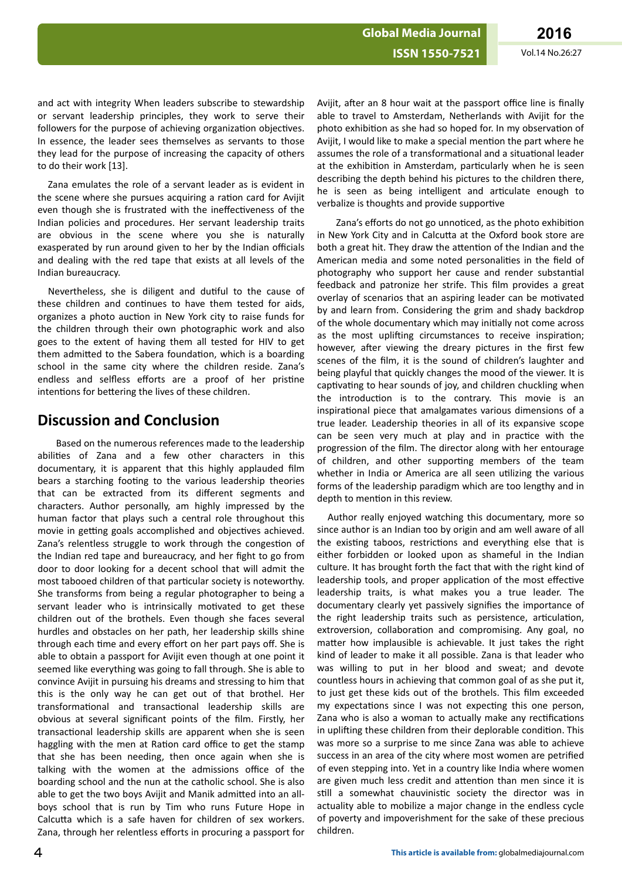and act with integrity When leaders subscribe to stewardship or servant leadership principles, they work to serve their followers for the purpose of achieving organization objectives. In essence, the leader sees themselves as servants to those they lead for the purpose of increasing the capacity of others to do their work [13].

Zana emulates the role of a servant leader as is evident in the scene where she pursues acquiring a ration card for Avijit even though she is frustrated with the ineffectiveness of the Indian policies and procedures. Her servant leadership traits are obvious in the scene where you she is naturally exasperated by run around given to her by the Indian officials and dealing with the red tape that exists at all levels of the Indian bureaucracy.

Nevertheless, she is diligent and dutiful to the cause of these children and continues to have them tested for aids, organizes a photo auction in New York city to raise funds for the children through their own photographic work and also goes to the extent of having them all tested for HIV to get them admitted to the Sabera foundation, which is a boarding school in the same city where the children reside. Zana's endless and selfless efforts are a proof of her pristine intentions for bettering the lives of these children.

## Discussion and Conclusion

Based on the numerous references made to the leadership abilities of Zana and a few other characters in this documentary, it is apparent that this highly applauded film bears a starching footing to the various leadership theories that can be extracted from its different segments and characters. Author personally, am highly impressed by the human factor that plays such a central role throughout this movie in getting goals accomplished and objectives achieved. Zana's relentless struggle to work through the congestion of the Indian red tape and bureaucracy, and her fight to go from door to door looking for a decent school that will admit the most tabooed children of that particular society is noteworthy. She transforms from being a regular photographer to being a servant leader who is intrinsically motivated to get these children out of the brothels. Even though she faces several hurdles and obstacles on her path, her leadership skills shine through each time and every effort on her part pays off. She is able to obtain a passport for Avijit even though at one point it seemed like everything was going to fall through. She is able to convince Avijit in pursuing his dreams and stressing to him that this is the only way he can get out of that brothel. Her transformational and transactional leadership skills are obvious at several significant points of the film. Firstly, her transactional leadership skills are apparent when she is seen haggling with the men at Ration card office to get the stamp that she has been needing, then once again when she is talking with the women at the admissions office of the boarding school and the nun at the catholic school. She is also able to get the two boys Avijit and Manik admitted into an all-boys school that is run by Tim who runs Future Hope in Calcutta which is a safe haven for children of sex workers. Zana, through her relentless efforts in procuring a passport for Avijit, after an 8 hour wait at the passport office line is finally able to travel to Amsterdam, Netherlands with Avijit for the photo exhibition as she had so hoped for. In my observation of Avijit, I would like to make a special mention the part where he assumes the role of a transformational and a situational leader at the exhibition in Amsterdam, particularly when he is seen describing the depth behind his pictures to the children there, he is seen as being intelligent and articulate enough to verbalize is thoughts and provide supportive

Zana's efforts do not go unnoticed, as the photo exhibition in New York City and in Calcutta at the Oxford book store are both a great hit. They draw the attention of the Indian and the American media and some noted personalities in the field of photography who support her cause and render substantial feedback and patronize her strife. This film provides a great overlay of scenarios that an aspiring leader can be motivated by and learn from. Considering the grim and shady backdrop of the whole documentary which may initially not come across as the most uplifting circumstances to receive inspiration; however, after viewing the dreary pictures in the first few scenes of the film, it is the sound of children's laughter and being playful that quickly changes the mood of the viewer. It is captivating to hear sounds of joy, and children chuckling when the introduction is to the contrary. This movie is an inspirational piece that amalgamates various dimensions of a true leader. Leadership theories in all of its expansive scope can be seen very much at play and in practice with the progression of the film. The director along with her entourage of children, and other supporting members of the team whether in India or America are all seen utilizing the various forms of the leadership paradigm which are too lengthy and in depth to mention in this review.

Author really enjoyed watching this documentary, more so since author is an Indian too by origin and am well aware of all the existing taboos, restrictions and everything else that is either forbidden or looked upon as shameful in the Indian culture. It has brought forth the fact that with the right kind of leadership tools, and proper application of the most effective leadership traits, is what makes you a true leader. The documentary clearly yet passively signifies the importance of the right leadership traits such as persistence, articulation, extroversion, collaboration and compromising. Any goal, no matter how implausible is achievable. It just takes the right kind of leader to make it all possible. Zana is that leader who was willing to put in her blood and sweat; and devote countless hours in achieving that common goal of as she put it, to just get these kids out of the brothels. This film exceeded my expectations since I was not expecting this one person, Zana who is also a woman to actually make any rectifications in uplifting these children from their deplorable condition. This was more so a surprise to me since Zana was able to achieve success in an area of the city where most women are petrified of even stepping into. Yet in a country like India where women are given much less credit and attention than men since it is still a somewhat chauvinistic society the director was in actuality able to mobilize a major change in the endless cycle of poverty and impoverishment for the sake of these precious children.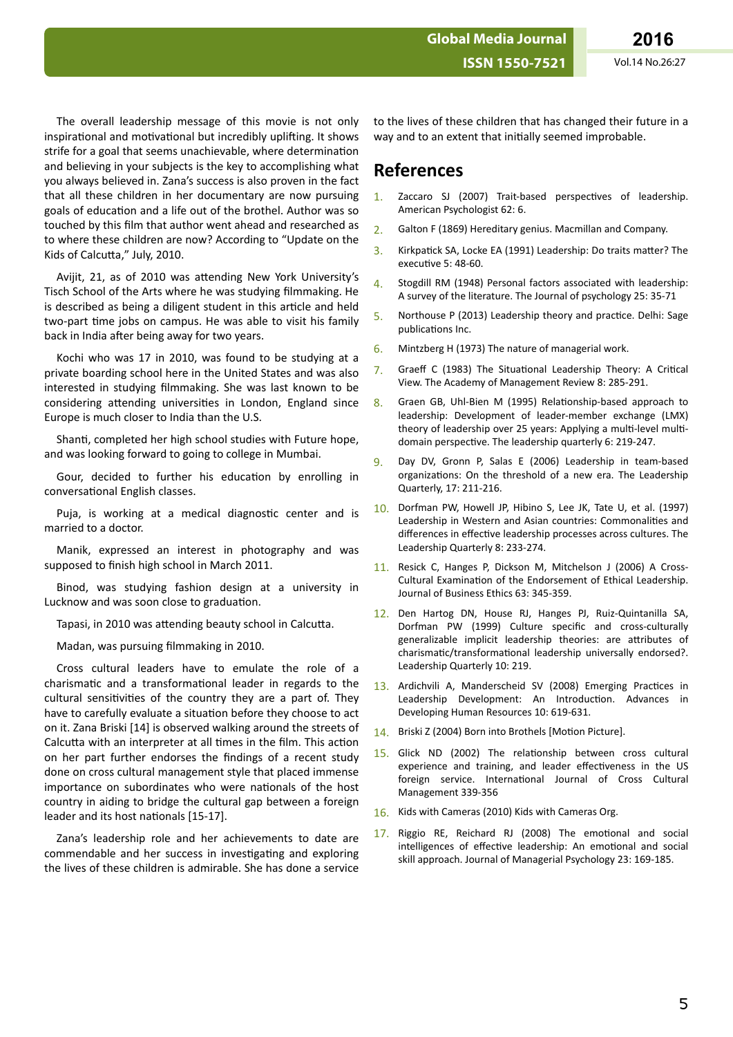The overall leadership message of this movie is not only inspirational and motivational but incredibly uplifting. It shows strife for a goal that seems unachievable, where determination and believing in your subjects is the key to accomplishing what you always believed in. Zana's success is also proven in the fact that all these children in her documentary are now pursuing goals of education and a life out of the brothel. Author was so touched by this film that author went ahead and researched as to where these children are now? According to "Update on the Kids of Calcutta," July, 2010.

Avijit, 21, as of 2010 was attending New York University's Tisch School of the Arts where he was studying filmmaking. He is described as being a diligent student in this article and held two-part time jobs on campus. He was able to visit his family back in India after being away for two years.

Kochi who was 17 in 2010, was found to be studying at a private boarding school here in the United States and was also interested in studying filmmaking. She was last known to be considering attending universities in London, England since Europe is much closer to India than the U.S.

Shanti, completed her high school studies with Future hope, and was looking forward to going to college in Mumbai.

Gour, decided to further his education by enrolling in conversational English classes.

Puja, is working at a medical diagnostic center and is married to a doctor.

Manik, expressed an interest in photography and was supposed to finish high school in March 2011.

Binod, was studying fashion design at a university in Lucknow and was soon close to graduation.

Tapasi, in 2010 was attending beauty school in Calcutta.

Madan, was pursuing filmmaking in 2010.

Cross cultural leaders have to emulate the role of a charismatic and a transformational leader in regards to the cultural sensitivities of the country they are a part of. They have to carefully evaluate a situation before they choose to act on it. Zana Briski [14] is observed walking around the streets of Calcutta with an interpreter at all times in the film. This action on her part further endorses the findings of a recent study done on cross cultural management style that placed immense importance on subordinates who were nationals of the host country in aiding to bridge the cultural gap between a foreign leader and its host nationals [15-17].

Zana's leadership role and her achievements to date are commendable and her success in investigating and exploring the lives of these children is admirable. She has done a service to the lives of these children that has changed their future in a way and to an extent that initially seemed improbable.

## References

1. Zaccaro SJ (2007) Trait-based perspectives of leadership. American Psychologist 62: 6.
2. Galton F (1869) Hereditary genius. Macmillan and Company.
3. Kirkpatick SA, Locke EA (1991) Leadership: Do traits matter? The executive 5: 48-60.
4. Stogdill RM (1948) Personal factors associated with leadership: A survey of the literature. The Journal of psychology 25: 35-71
5. Northouse P (2013) Leadership theory and practice. Delhi: Sage publications Inc.
6. Mintzberg H (1973) The nature of managerial work.
7. Graeff C (1983) The Situational Leadership Theory: A Critical View. The Academy of Management Review 8: 285-291.
8. Graen GB, Uhl-Bien M (1995) Relationship-based approach to leadership: Development of leader-member exchange (LMX) theory of leadership over 25 years: Applying a multi-level multi-domain perspective. The leadership quarterly 6: 219-247.
9. Day DV, Gronn P, Salas E (2006) Leadership in team-based organizations: On the threshold of a new era. The Leadership Quarterly, 17: 211-216.
10. Dorfman PW, Howell JP, Hibino S, Lee JK, Tate U, et al. (1997) Leadership in Western and Asian countries: Commonalities and differences in effective leadership processes across cultures. The Leadership Quarterly 8: 233-274.
11. Resick C, Hanges P, Dickson M, Mitchelson J (2006) A Cross-Cultural Examination of the Endorsement of Ethical Leadership. Journal of Business Ethics 63: 345-359.
12. Den Hartog DN, House RJ, Hanges PJ, Ruiz-Quintanilla SA, Dorfman PW (1999) Culture specific and cross-culturally generalizable implicit leadership theories: are attributes of charismatic/transformational leadership universally endorsed?. Leadership Quarterly 10: 219.
13. Ardichvili A, Manderscheid SV (2008) Emerging Practices in Leadership Development: An Introduction. Advances in Developing Human Resources 10: 619-631.
14. Briski Z (2004) Born into Brothels [Motion Picture].
15. Glick ND (2002) The relationship between cross cultural experience and training, and leader effectiveness in the US foreign service. International Journal of Cross Cultural Management 339-356
16. Kids with Cameras (2010) Kids with Cameras Org.
17. Riggio RE, Reichard RJ (2008) The emotional and social intelligences of effective leadership: An emotional and social skill approach. Journal of Managerial Psychology 23: 169-185.